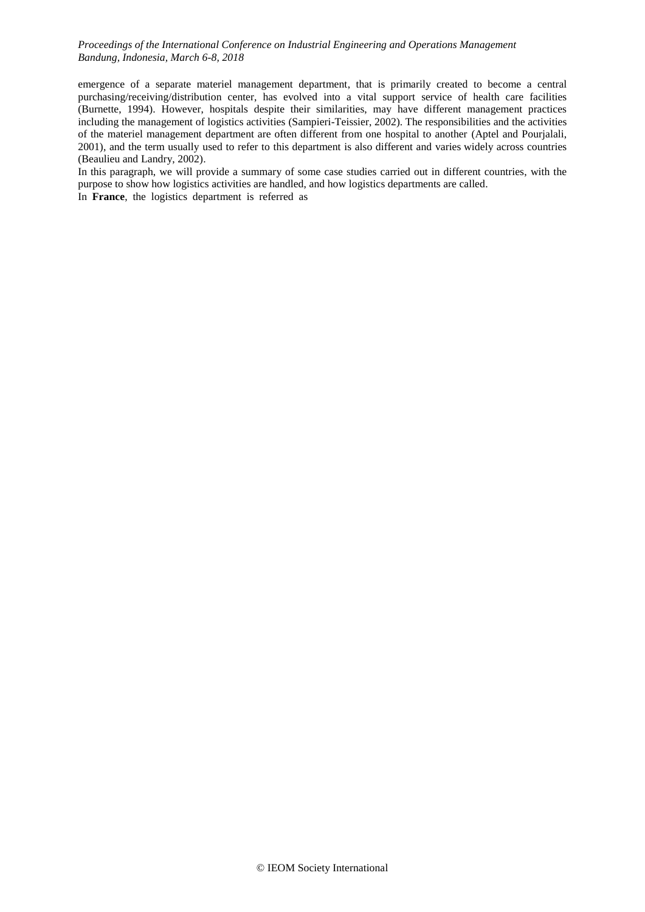emergence of a separate materiel management department, that is primarily created to become a central purchasing/receiving/distribution center, has evolved into a vital support service of health care facilities (Burnette, 1994). However, hospitals despite their similarities, may have different management practices including the management of logistics activities (Sampieri-Teissier, 2002). The responsibilities and the activities of the materiel management department are often different from one hospital to another (Aptel and Pourjalali, 2001), and the term usually used to refer to this department is also different and varies widely across countries (Beaulieu and Landry, 2002).

In this paragraph, we will provide a summary of some case studies carried out in different countries, with the purpose to show how logistics activities are handled, and how logistics departments are called.

In **France**, the logistics department is referred as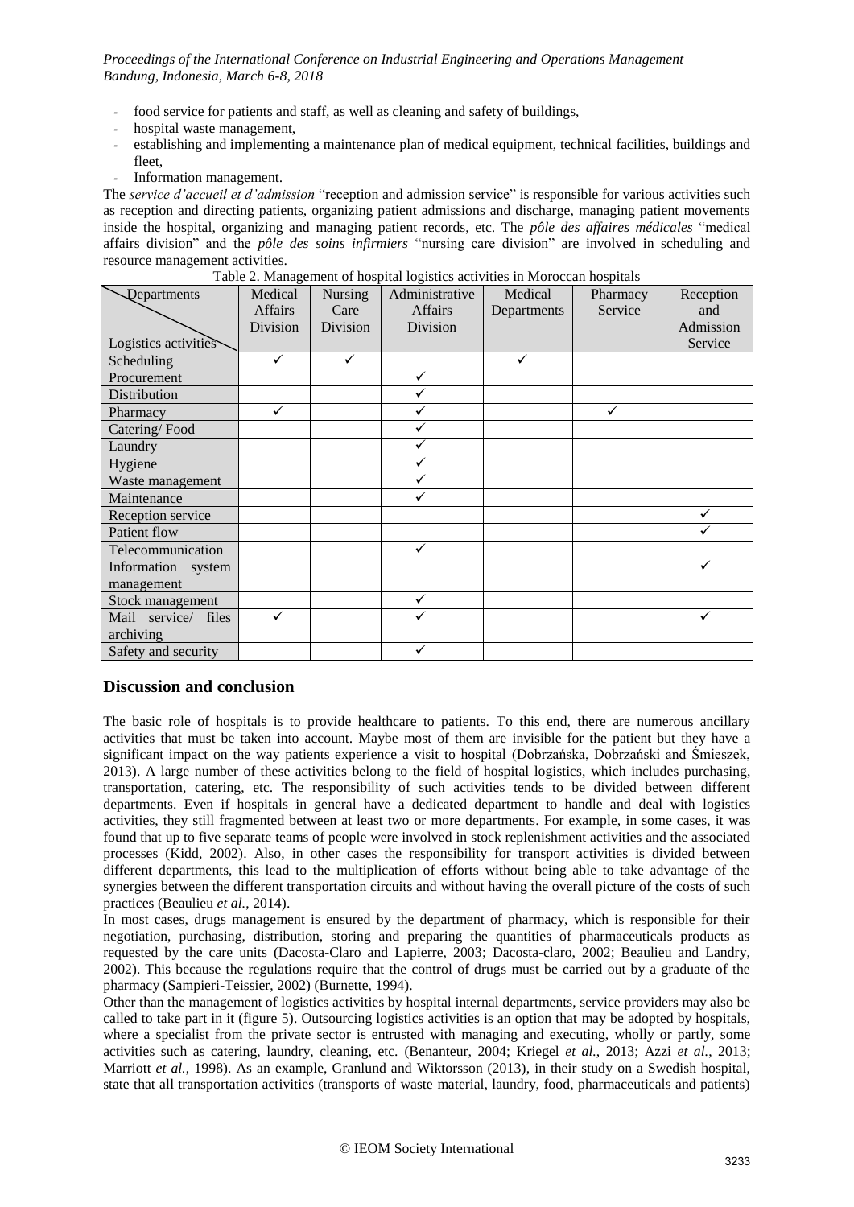- food service for patients and staff, as well as cleaning and safety of buildings,
- hospital waste management,
- establishing and implementing a maintenance plan of medical equipment, technical facilities, buildings and fleet,
- Information management.

The *service d'accueil et d'admission* "reception and admission service" is responsible for various activities such as reception and directing patients, organizing patient admissions and discharge, managing patient movements inside the hospital, organizing and managing patient records, etc. The *pôle des affaires médicales* "medical affairs division" and the *pôle des soins infirmiers* "nursing care division" are involved in scheduling and resource management activities.

Table 2. Management of hospital logistics activities in Moroccan hospitals

| Departments / Logistics activities | Medical Affairs Division | Nursing Care Division | Administrative Affairs Division | Medical Departments | Pharmacy Service | Reception and Admission Service |
|---|---|---|---|---|---|---|
| Scheduling | ✓ | ✓ | | ✓ | | |
| Procurement | | | ✓ | | | |
| Distribution | | | ✓ | | | |
| Pharmacy | ✓ | | ✓ | | ✓ | |
| Catering/ Food | | | ✓ | | | |
| Laundry | | | ✓ | | | |
| Hygiene | | | ✓ | | | |
| Waste management | | | ✓ | | | |
| Maintenance | | | ✓ | | | |
| Reception service | | | | | | ✓ |
| Patient flow | | | | | | ✓ |
| Telecommunication | | | ✓ | | | |
| Information system management | | | | | | ✓ |
| Stock management | | | ✓ | | | |
| Mail service/ files archiving | ✓ | | ✓ | | | ✓ |
| Safety and security | | | ✓ | | | |

## Discussion and conclusion

The basic role of hospitals is to provide healthcare to patients. To this end, there are numerous ancillary activities that must be taken into account. Maybe most of them are invisible for the patient but they have a significant impact on the way patients experience a visit to hospital (Dobrzańska, Dobrzański and Śmieszek, 2013). A large number of these activities belong to the field of hospital logistics, which includes purchasing, transportation, catering, etc. The responsibility of such activities tends to be divided between different departments. Even if hospitals in general have a dedicated department to handle and deal with logistics activities, they still fragmented between at least two or more departments. For example, in some cases, it was found that up to five separate teams of people were involved in stock replenishment activities and the associated processes (Kidd, 2002). Also, in other cases the responsibility for transport activities is divided between different departments, this lead to the multiplication of efforts without being able to take advantage of the synergies between the different transportation circuits and without having the overall picture of the costs of such practices (Beaulieu *et al.*, 2014).

In most cases, drugs management is ensured by the department of pharmacy, which is responsible for their negotiation, purchasing, distribution, storing and preparing the quantities of pharmaceuticals products as requested by the care units (Dacosta-Claro and Lapierre, 2003; Dacosta-claro, 2002; Beaulieu and Landry, 2002). This because the regulations require that the control of drugs must be carried out by a graduate of the pharmacy (Sampieri-Teissier, 2002) (Burnette, 1994).

Other than the management of logistics activities by hospital internal departments, service providers may also be called to take part in it (figure 5). Outsourcing logistics activities is an option that may be adopted by hospitals, where a specialist from the private sector is entrusted with managing and executing, wholly or partly, some activities such as catering, laundry, cleaning, etc. (Benanteur, 2004; Kriegel *et al.*, 2013; Azzi *et al.*, 2013; Marriott *et al.*, 1998). As an example, Granlund and Wiktorsson (2013), in their study on a Swedish hospital, state that all transportation activities (transports of waste material, laundry, food, pharmaceuticals and patients)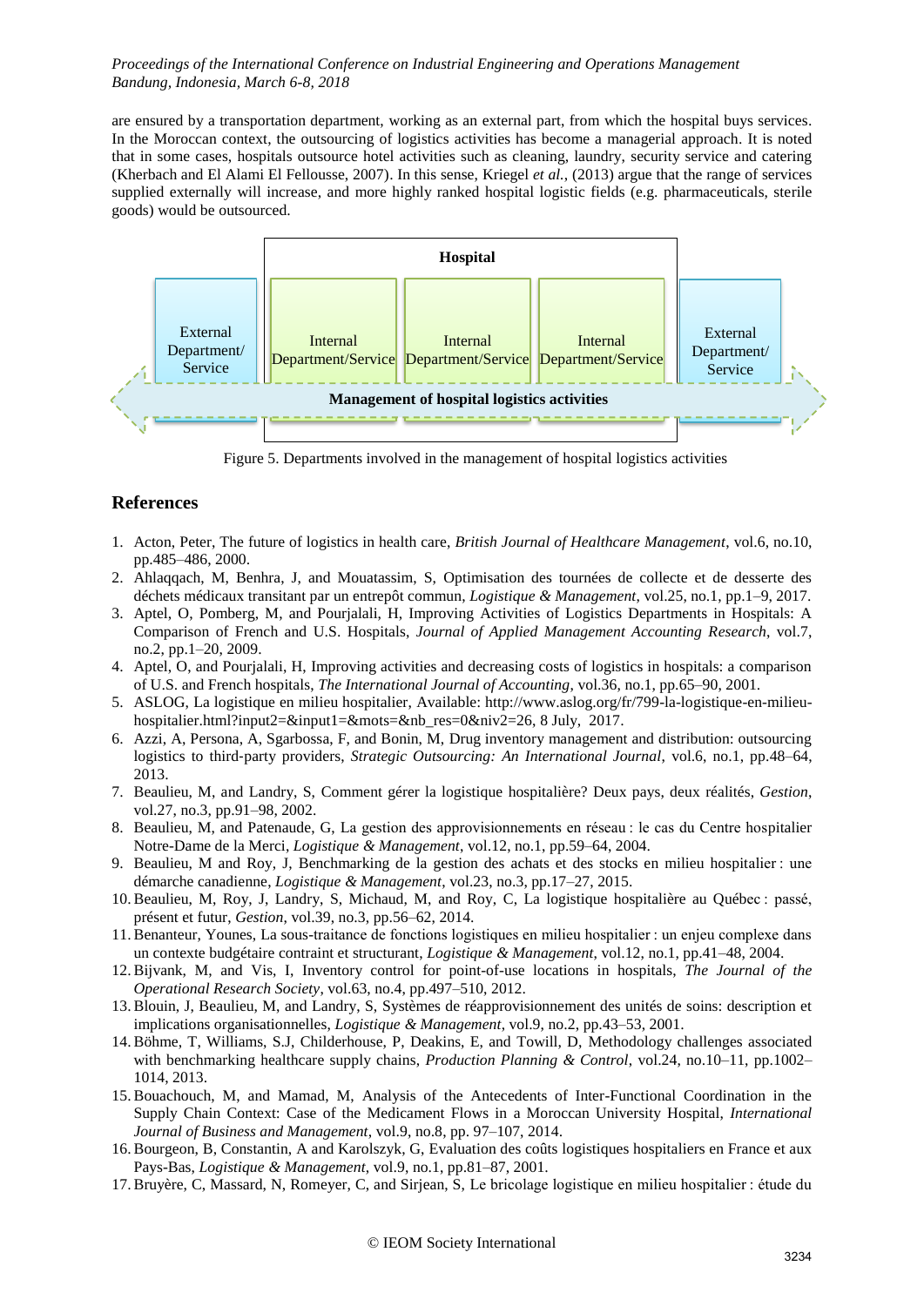are ensured by a transportation department, working as an external part, from which the hospital buys services. In the Moroccan context, the outsourcing of logistics activities has become a managerial approach. It is noted that in some cases, hospitals outsource hotel activities such as cleaning, laundry, security service and catering (Kherbach and El Alami El Fellousse, 2007). In this sense, Kriegel *et al.*, (2013) argue that the range of services supplied externally will increase, and more highly ranked hospital logistic fields (e.g. pharmaceuticals, sterile goods) would be outsourced.

**Hospital**

External Department/ Service | Internal Department/Service | Internal Department/Service | Internal Department/Service | External Department/ Service

**Management of hospital logistics activities**

Figure 5. Departments involved in the management of hospital logistics activities

## References

1. Acton, Peter, The future of logistics in health care, *British Journal of Healthcare Management*, vol.6, no.10, pp.485–486, 2000.
2. Ahlaqqach, M, Benhra, J, and Mouatassim, S, Optimisation des tournées de collecte et de desserte des déchets médicaux transitant par un entrepôt commun, *Logistique & Management*, vol.25, no.1, pp.1–9, 2017.
3. Aptel, O, Pomberg, M, and Pourjalali, H, Improving Activities of Logistics Departments in Hospitals: A Comparison of French and U.S. Hospitals, *Journal of Applied Management Accounting Research*, vol.7, no.2, pp.1–20, 2009.
4. Aptel, O, and Pourjalali, H, Improving activities and decreasing costs of logistics in hospitals: a comparison of U.S. and French hospitals, *The International Journal of Accounting*, vol.36, no.1, pp.65–90, 2001.
5. ASLOG, La logistique en milieu hospitalier, Available: http://www.aslog.org/fr/799-la-logistique-en-milieu-hospitalier.html?input2=&input1=&mots=&nb_res=0&niv2=26, 8 July, 2017.
6. Azzi, A, Persona, A, Sgarbossa, F, and Bonin, M, Drug inventory management and distribution: outsourcing logistics to third-party providers, *Strategic Outsourcing: An International Journal*, vol.6, no.1, pp.48–64, 2013.
7. Beaulieu, M, and Landry, S, Comment gérer la logistique hospitalière? Deux pays, deux réalités, *Gestion*, vol.27, no.3, pp.91–98, 2002.
8. Beaulieu, M, and Patenaude, G, La gestion des approvisionnements en réseau : le cas du Centre hospitalier Notre-Dame de la Merci, *Logistique & Management*, vol.12, no.1, pp.59–64, 2004.
9. Beaulieu, M and Roy, J, Benchmarking de la gestion des achats et des stocks en milieu hospitalier : une démarche canadienne, *Logistique & Management*, vol.23, no.3, pp.17–27, 2015.
10. Beaulieu, M, Roy, J, Landry, S, Michaud, M, and Roy, C, La logistique hospitalière au Québec : passé, présent et futur, *Gestion*, vol.39, no.3, pp.56–62, 2014.
11. Benanteur, Younes, La sous-traitance de fonctions logistiques en milieu hospitalier : un enjeu complexe dans un contexte budgétaire contraint et structurant, *Logistique & Management*, vol.12, no.1, pp.41–48, 2004.
12. Bijvank, M, and Vis, I, Inventory control for point-of-use locations in hospitals, *The Journal of the Operational Research Society*, vol.63, no.4, pp.497–510, 2012.
13. Blouin, J, Beaulieu, M, and Landry, S, Systèmes de réapprovisionnement des unités de soins: description et implications organisationnelles, *Logistique & Management*, vol.9, no.2, pp.43–53, 2001.
14. Böhme, T, Williams, S.J, Childerhouse, P, Deakins, E, and Towill, D, Methodology challenges associated with benchmarking healthcare supply chains, *Production Planning & Control*, vol.24, no.10–11, pp.1002–1014, 2013.
15. Bouachouch, M, and Mamad, M, Analysis of the Antecedents of Inter-Functional Coordination in the Supply Chain Context: Case of the Medicament Flows in a Moroccan University Hospital, *International Journal of Business and Management*, vol.9, no.8, pp. 97–107, 2014.
16. Bourgeon, B, Constantin, A and Karolszyk, G, Evaluation des coûts logistiques hospitaliers en France et aux Pays-Bas, *Logistique & Management*, vol.9, no.1, pp.81–87, 2001.
17. Bruyère, C, Massard, N, Romeyer, C, and Sirjean, S, Le bricolage logistique en milieu hospitalier : étude du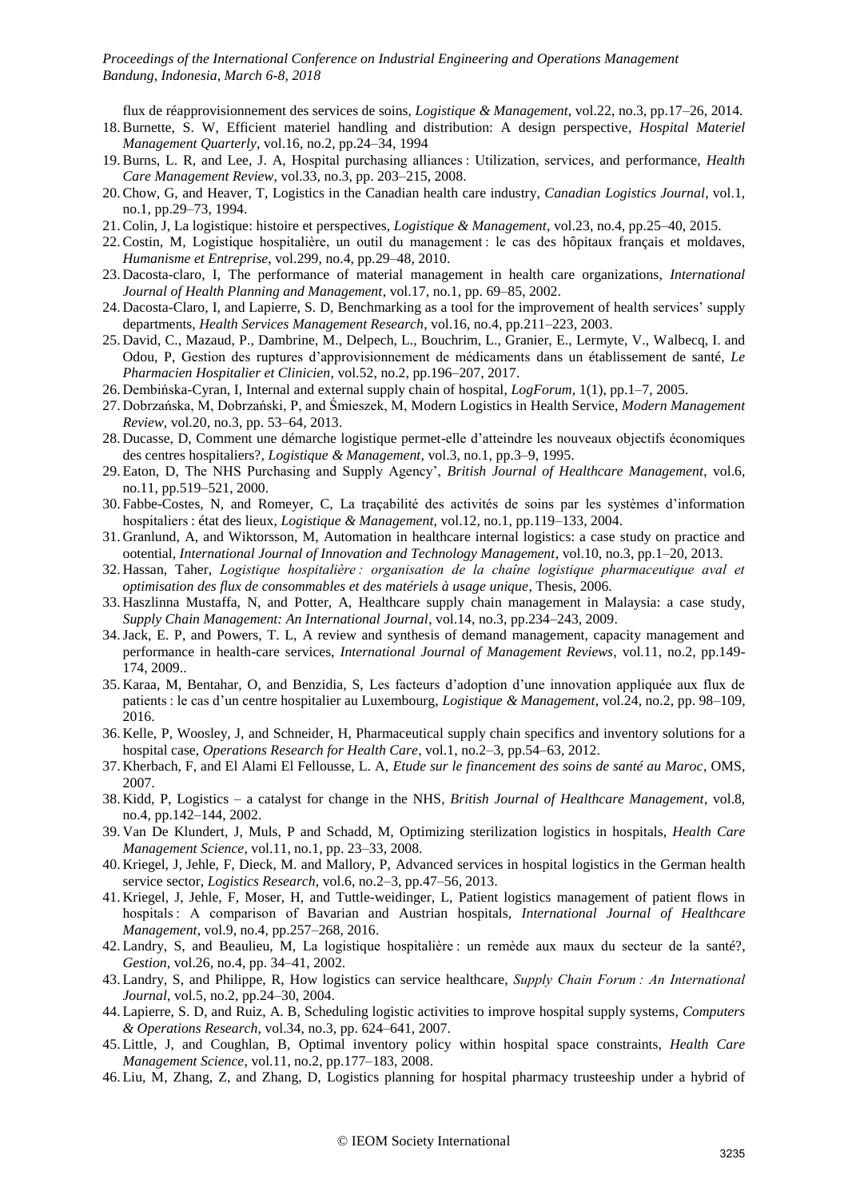flux de réapprovisionnement des services de soins, *Logistique & Management*, vol.22, no.3, pp.17–26, 2014.

18. Burnette, S. W, Efficient materiel handling and distribution: A design perspective, *Hospital Materiel Management Quarterly*, vol.16, no.2, pp.24–34, 1994
19. Burns, L. R, and Lee, J. A, Hospital purchasing alliances : Utilization, services, and performance, *Health Care Management Review*, vol.33, no.3, pp. 203–215, 2008.
20. Chow, G, and Heaver, T, Logistics in the Canadian health care industry, *Canadian Logistics Journal*, vol.1, no.1, pp.29–73, 1994.
21. Colin, J, La logistique: histoire et perspectives, *Logistique & Management*, vol.23, no.4, pp.25–40, 2015.
22. Costin, M, Logistique hospitalière, un outil du management : le cas des hôpitaux français et moldaves, *Humanisme et Entreprise*, vol.299, no.4, pp.29–48, 2010.
23. Dacosta-claro, I, The performance of material management in health care organizations, *International Journal of Health Planning and Management*, vol.17, no.1, pp. 69–85, 2002.
24. Dacosta-Claro, I, and Lapierre, S. D, Benchmarking as a tool for the improvement of health services' supply departments, *Health Services Management Research*, vol.16, no.4, pp.211–223, 2003.
25. David, C., Mazaud, P., Dambrine, M., Delpech, L., Bouchrim, L., Granier, E., Lermyte, V., Walbecq, I. and Odou, P, Gestion des ruptures d'approvisionnement de médicaments dans un établissement de santé, *Le Pharmacien Hospitalier et Clinicien*, vol.52, no.2, pp.196–207, 2017.
26. Dembińska-Cyran, I, Internal and external supply chain of hospital, *LogForum*, 1(1), pp.1–7, 2005.
27. Dobrzańska, M, Dobrzański, P, and Śmieszek, M, Modern Logistics in Health Service, *Modern Management Review*, vol.20, no.3, pp. 53–64, 2013.
28. Ducasse, D, Comment une démarche logistique permet-elle d'atteindre les nouveaux objectifs économiques des centres hospitaliers?, *Logistique & Management*, vol.3, no.1, pp.3–9, 1995.
29. Eaton, D, The NHS Purchasing and Supply Agency', *British Journal of Healthcare Management*, vol.6, no.11, pp.519–521, 2000.
30. Fabbe-Costes, N, and Romeyer, C, La traçabilité des activités de soins par les systèmes d'information hospitaliers : état des lieux, *Logistique & Management*, vol.12, no.1, pp.119–133, 2004.
31. Granlund, A, and Wiktorsson, M, Automation in healthcare internal logistics: a case study on practice and ootential, *International Journal of Innovation and Technology Management*, vol.10, no.3, pp.1–20, 2013.
32. Hassan, Taher, *Logistique hospitalière : organisation de la chaîne logistique pharmaceutique aval et optimisation des flux de consommables et des matériels à usage unique*, Thesis, 2006.
33. Haszlinna Mustaffa, N, and Potter, A, Healthcare supply chain management in Malaysia: a case study, *Supply Chain Management: An International Journal*, vol.14, no.3, pp.234–243, 2009.
34. Jack, E. P, and Powers, T. L, A review and synthesis of demand management, capacity management and performance in health-care services, *International Journal of Management Reviews*, vol.11, no.2, pp.149-174, 2009..
35. Karaa, M, Bentahar, O, and Benzidia, S, Les facteurs d'adoption d'une innovation appliquée aux flux de patients : le cas d'un centre hospitalier au Luxembourg, *Logistique & Management*, vol.24, no.2, pp. 98–109, 2016.
36. Kelle, P, Woosley, J, and Schneider, H, Pharmaceutical supply chain specifics and inventory solutions for a hospital case, *Operations Research for Health Care*, vol.1, no.2–3, pp.54–63, 2012.
37. Kherbach, F, and El Alami El Fellousse, L. A, *Etude sur le financement des soins de santé au Maroc*, OMS, 2007.
38. Kidd, P, Logistics – a catalyst for change in the NHS, *British Journal of Healthcare Management*, vol.8, no.4, pp.142–144, 2002.
39. Van De Klundert, J, Muls, P and Schadd, M, Optimizing sterilization logistics in hospitals, *Health Care Management Science*, vol.11, no.1, pp. 23–33, 2008.
40. Kriegel, J, Jehle, F, Dieck, M. and Mallory, P, Advanced services in hospital logistics in the German health service sector, *Logistics Research*, vol.6, no.2–3, pp.47–56, 2013.
41. Kriegel, J, Jehle, F, Moser, H, and Tuttle-weidinger, L, Patient logistics management of patient flows in hospitals : A comparison of Bavarian and Austrian hospitals, *International Journal of Healthcare Management*, vol.9, no.4, pp.257–268, 2016.
42. Landry, S, and Beaulieu, M, La logistique hospitalière : un remède aux maux du secteur de la santé?, *Gestion*, vol.26, no.4, pp. 34–41, 2002.
43. Landry, S, and Philippe, R, How logistics can service healthcare, *Supply Chain Forum : An International Journal*, vol.5, no.2, pp.24–30, 2004.
44. Lapierre, S. D, and Ruiz, A. B, Scheduling logistic activities to improve hospital supply systems, *Computers & Operations Research*, vol.34, no.3, pp. 624–641, 2007.
45. Little, J, and Coughlan, B, Optimal inventory policy within hospital space constraints, *Health Care Management Science*, vol.11, no.2, pp.177–183, 2008.
46. Liu, M, Zhang, Z, and Zhang, D, Logistics planning for hospital pharmacy trusteeship under a hybrid of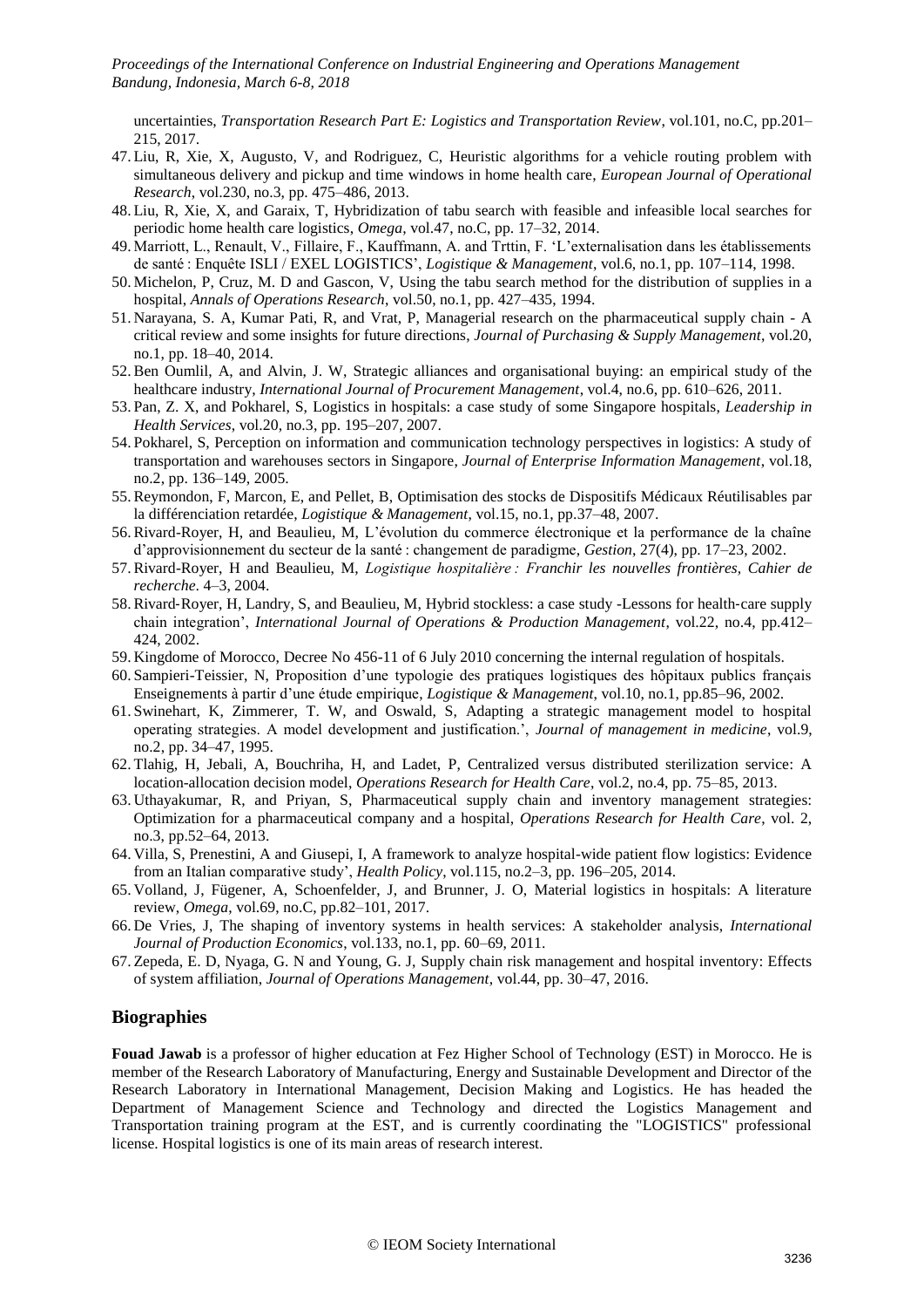uncertainties, *Transportation Research Part E: Logistics and Transportation Review*, vol.101, no.C, pp.201–215, 2017.

47. Liu, R, Xie, X, Augusto, V, and Rodriguez, C, Heuristic algorithms for a vehicle routing problem with simultaneous delivery and pickup and time windows in home health care, *European Journal of Operational Research*, vol.230, no.3, pp. 475–486, 2013.
48. Liu, R, Xie, X, and Garaix, T, Hybridization of tabu search with feasible and infeasible local searches for periodic home health care logistics, *Omega*, vol.47, no.C, pp. 17–32, 2014.
49. Marriott, L., Renault, V., Fillaire, F., Kauffmann, A. and Trttin, F. 'L'externalisation dans les établissements de santé : Enquête ISLI / EXEL LOGISTICS', *Logistique & Management*, vol.6, no.1, pp. 107–114, 1998.
50. Michelon, P, Cruz, M. D and Gascon, V, Using the tabu search method for the distribution of supplies in a hospital, *Annals of Operations Research*, vol.50, no.1, pp. 427–435, 1994.
51. Narayana, S. A, Kumar Pati, R, and Vrat, P, Managerial research on the pharmaceutical supply chain - A critical review and some insights for future directions, *Journal of Purchasing & Supply Management*, vol.20, no.1, pp. 18–40, 2014.
52. Ben Oumlil, A, and Alvin, J. W, Strategic alliances and organisational buying: an empirical study of the healthcare industry, *International Journal of Procurement Management*, vol.4, no.6, pp. 610–626, 2011.
53. Pan, Z. X, and Pokharel, S, Logistics in hospitals: a case study of some Singapore hospitals, *Leadership in Health Services*, vol.20, no.3, pp. 195–207, 2007.
54. Pokharel, S, Perception on information and communication technology perspectives in logistics: A study of transportation and warehouses sectors in Singapore, *Journal of Enterprise Information Management*, vol.18, no.2, pp. 136–149, 2005.
55. Reymondon, F, Marcon, E, and Pellet, B, Optimisation des stocks de Dispositifs Médicaux Réutilisables par la différenciation retardée, *Logistique & Management*, vol.15, no.1, pp.37–48, 2007.
56. Rivard-Royer, H, and Beaulieu, M, L'évolution du commerce électronique et la performance de la chaîne d'approvisionnement du secteur de la santé : changement de paradigme, *Gestion*, 27(4), pp. 17–23, 2002.
57. Rivard-Royer, H and Beaulieu, M, *Logistique hospitalière : Franchir les nouvelles frontières*, *Cahier de recherche*. 4–3, 2004.
58. Rivard-Royer, H, Landry, S, and Beaulieu, M, Hybrid stockless: a case study -Lessons for health-care supply chain integration', *International Journal of Operations & Production Management*, vol.22, no.4, pp.412–424, 2002.
59. Kingdome of Morocco, Decree No 456-11 of 6 July 2010 concerning the internal regulation of hospitals.
60. Sampieri-Teissier, N, Proposition d'une typologie des pratiques logistiques des hôpitaux publics français Enseignements à partir d'une étude empirique, *Logistique & Management*, vol.10, no.1, pp.85–96, 2002.
61. Swinehart, K, Zimmerer, T. W, and Oswald, S, Adapting a strategic management model to hospital operating strategies. A model development and justification.', *Journal of management in medicine*, vol.9, no.2, pp. 34–47, 1995.
62. Tlahig, H, Jebali, A, Bouchriha, H, and Ladet, P, Centralized versus distributed sterilization service: A location-allocation decision model, *Operations Research for Health Care*, vol.2, no.4, pp. 75–85, 2013.
63. Uthayakumar, R, and Priyan, S, Pharmaceutical supply chain and inventory management strategies: Optimization for a pharmaceutical company and a hospital, *Operations Research for Health Care*, vol. 2, no.3, pp.52–64, 2013.
64. Villa, S, Prenestini, A and Giusepi, I, A framework to analyze hospital-wide patient flow logistics: Evidence from an Italian comparative study', *Health Policy*, vol.115, no.2–3, pp. 196–205, 2014.
65. Volland, J, Fügener, A, Schoenfelder, J, and Brunner, J. O, Material logistics in hospitals: A literature review, *Omega*, vol.69, no.C, pp.82–101, 2017.
66. De Vries, J, The shaping of inventory systems in health services: A stakeholder analysis, *International Journal of Production Economics*, vol.133, no.1, pp. 60–69, 2011.
67. Zepeda, E. D, Nyaga, G. N and Young, G. J, Supply chain risk management and hospital inventory: Effects of system affiliation, *Journal of Operations Management*, vol.44, pp. 30–47, 2016.

## Biographies

**Fouad Jawab** is a professor of higher education at Fez Higher School of Technology (EST) in Morocco. He is member of the Research Laboratory of Manufacturing, Energy and Sustainable Development and Director of the Research Laboratory in International Management, Decision Making and Logistics. He has headed the Department of Management Science and Technology and directed the Logistics Management and Transportation training program at the EST, and is currently coordinating the "LOGISTICS" professional license. Hospital logistics is one of its main areas of research interest.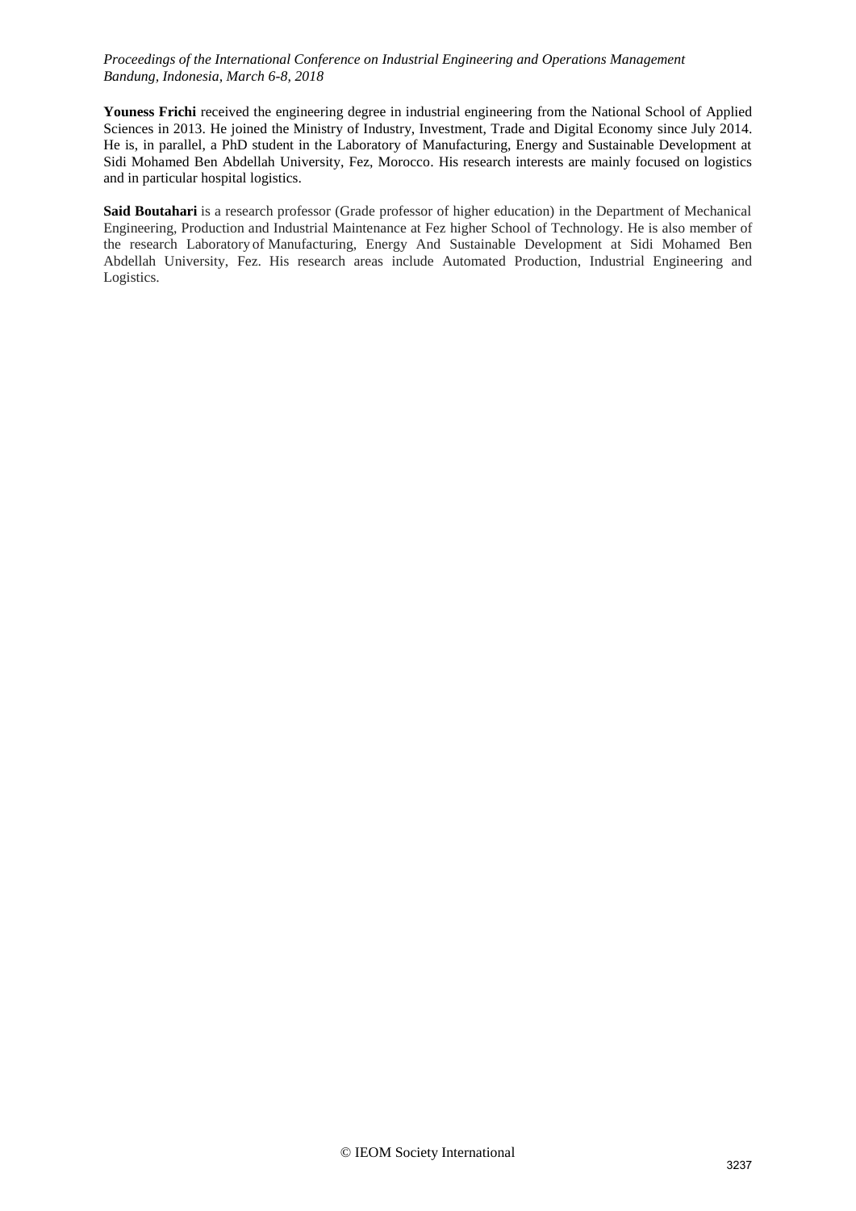**Youness Frichi** received the engineering degree in industrial engineering from the National School of Applied Sciences in 2013. He joined the Ministry of Industry, Investment, Trade and Digital Economy since July 2014. He is, in parallel, a PhD student in the Laboratory of Manufacturing, Energy and Sustainable Development at Sidi Mohamed Ben Abdellah University, Fez, Morocco. His research interests are mainly focused on logistics and in particular hospital logistics.

**Said Boutahari** is a research professor (Grade professor of higher education) in the Department of Mechanical Engineering, Production and Industrial Maintenance at Fez higher School of Technology. He is also member of the research Laboratory of Manufacturing, Energy And Sustainable Development at Sidi Mohamed Ben Abdellah University, Fez. His research areas include Automated Production, Industrial Engineering and Logistics.